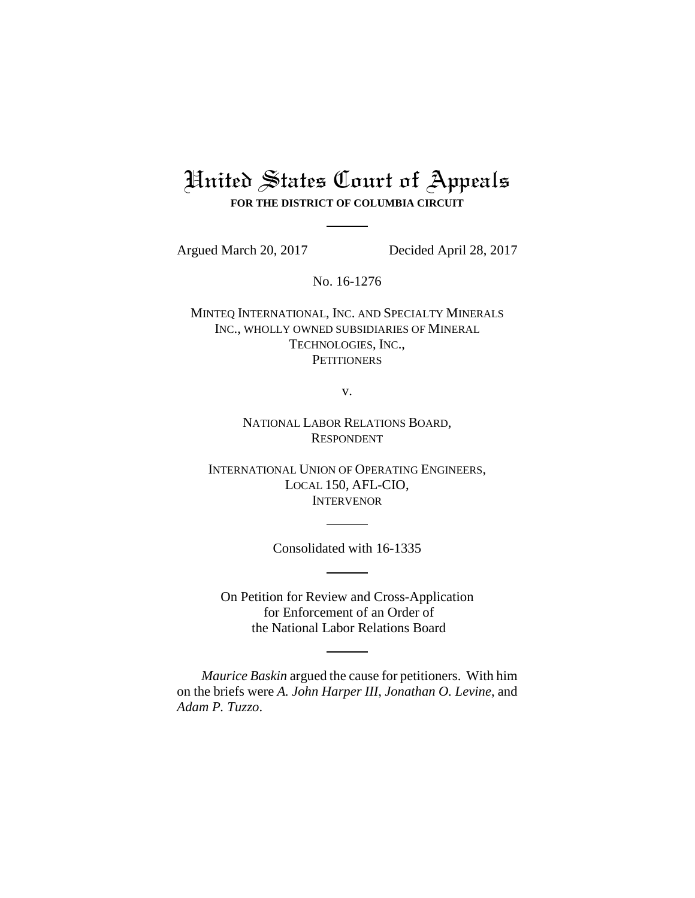# United States Court of Appeals

**FOR THE DISTRICT OF COLUMBIA CIRCUIT**

---

Argued March 20, 2017 Decided April 28, 2017

No. 16-1276

MINTEQ INTERNATIONAL, INC. AND SPECIALTY MINERALS INC., WHOLLY OWNED SUBSIDIARIES OF MINERAL TECHNOLOGIES, INC.,
PETITIONERS

v.

NATIONAL LABOR RELATIONS BOARD,
RESPONDENT

INTERNATIONAL UNION OF OPERATING ENGINEERS, LOCAL 150, AFL-CIO,
INTERVENOR

---

Consolidated with 16-1335

---

On Petition for Review and Cross-Application for Enforcement of an Order of the National Labor Relations Board

---

*Maurice Baskin* argued the cause for petitioners. With him on the briefs were *A. John Harper III*, *Jonathan O. Levine*, and *Adam P. Tuzzo*.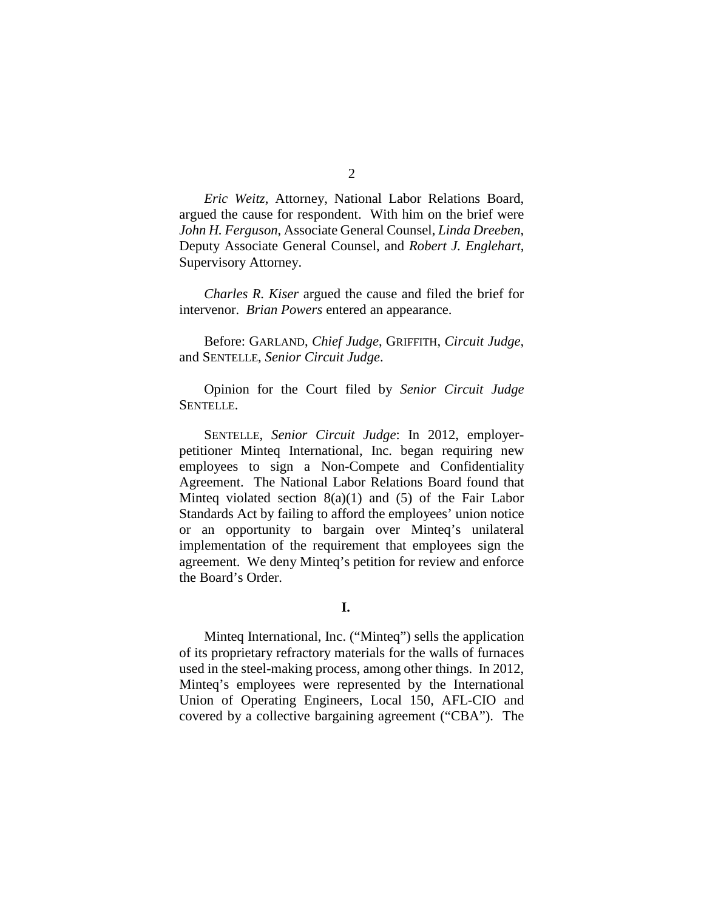*Eric Weitz*, Attorney, National Labor Relations Board, argued the cause for respondent. With him on the brief were *John H. Ferguson*, Associate General Counsel, *Linda Dreeben*, Deputy Associate General Counsel, and *Robert J. Englehart*, Supervisory Attorney.

*Charles R. Kiser* argued the cause and filed the brief for intervenor. *Brian Powers* entered an appearance.

Before: GARLAND, *Chief Judge*, GRIFFITH, *Circuit Judge*, and SENTELLE, *Senior Circuit Judge*.

Opinion for the Court filed by *Senior Circuit Judge* SENTELLE.

SENTELLE, *Senior Circuit Judge*: In 2012, employer-petitioner Minteq International, Inc. began requiring new employees to sign a Non-Compete and Confidentiality Agreement. The National Labor Relations Board found that Minteq violated section 8(a)(1) and (5) of the Fair Labor Standards Act by failing to afford the employees' union notice or an opportunity to bargain over Minteq's unilateral implementation of the requirement that employees sign the agreement. We deny Minteq's petition for review and enforce the Board's Order.

## I.

Minteq International, Inc. ("Minteq") sells the application of its proprietary refractory materials for the walls of furnaces used in the steel-making process, among other things. In 2012, Minteq's employees were represented by the International Union of Operating Engineers, Local 150, AFL-CIO and covered by a collective bargaining agreement ("CBA"). The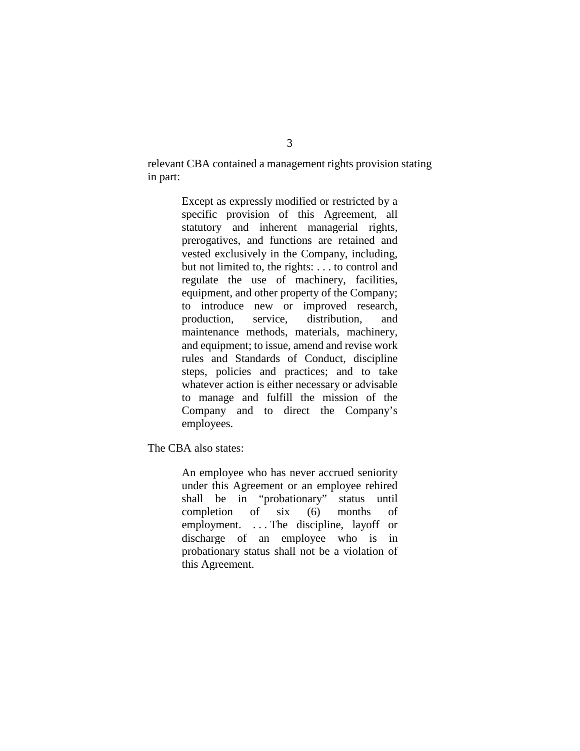relevant CBA contained a management rights provision stating in part:

> Except as expressly modified or restricted by a specific provision of this Agreement, all statutory and inherent managerial rights, prerogatives, and functions are retained and vested exclusively in the Company, including, but not limited to, the rights: . . . to control and regulate the use of machinery, facilities, equipment, and other property of the Company; to introduce new or improved research, production, service, distribution, and maintenance methods, materials, machinery, and equipment; to issue, amend and revise work rules and Standards of Conduct, discipline steps, policies and practices; and to take whatever action is either necessary or advisable to manage and fulfill the mission of the Company and to direct the Company's employees.

The CBA also states:

> An employee who has never accrued seniority under this Agreement or an employee rehired shall be in "probationary" status until completion of six (6) months of employment. . . . The discipline, layoff or discharge of an employee who is in probationary status shall not be a violation of this Agreement.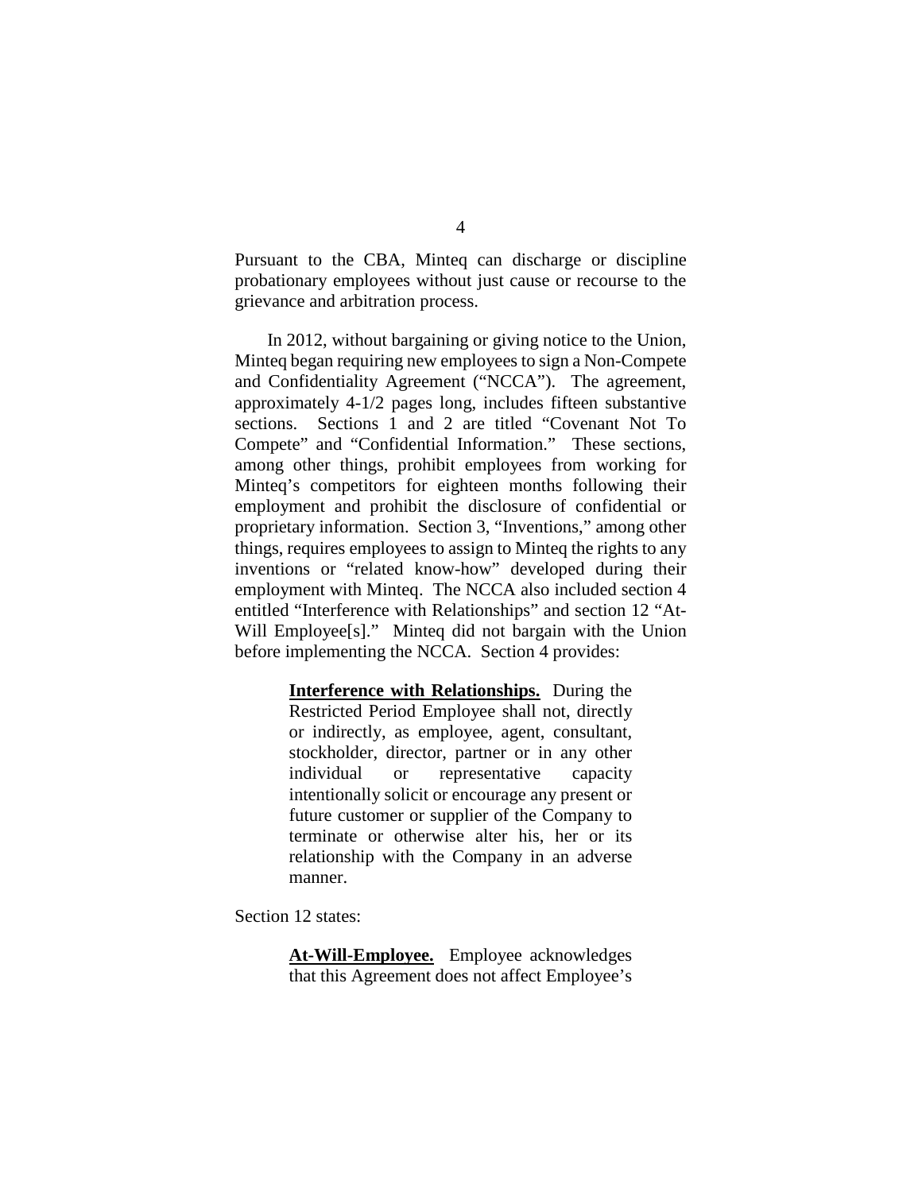Pursuant to the CBA, Minteq can discharge or discipline probationary employees without just cause or recourse to the grievance and arbitration process.

In 2012, without bargaining or giving notice to the Union, Minteq began requiring new employees to sign a Non-Compete and Confidentiality Agreement ("NCCA"). The agreement, approximately 4-1/2 pages long, includes fifteen substantive sections. Sections 1 and 2 are titled "Covenant Not To Compete" and "Confidential Information." These sections, among other things, prohibit employees from working for Minteq's competitors for eighteen months following their employment and prohibit the disclosure of confidential or proprietary information. Section 3, "Inventions," among other things, requires employees to assign to Minteq the rights to any inventions or "related know-how" developed during their employment with Minteq. The NCCA also included section 4 entitled "Interference with Relationships" and section 12 "At-Will Employee[s]." Minteq did not bargain with the Union before implementing the NCCA. Section 4 provides:

> **<u>Interference with Relationships.</u>** During the Restricted Period Employee shall not, directly or indirectly, as employee, agent, consultant, stockholder, director, partner or in any other individual or representative capacity intentionally solicit or encourage any present or future customer or supplier of the Company to terminate or otherwise alter his, her or its relationship with the Company in an adverse manner.

Section 12 states:

> **<u>At-Will-Employee.</u>** Employee acknowledges that this Agreement does not affect Employee's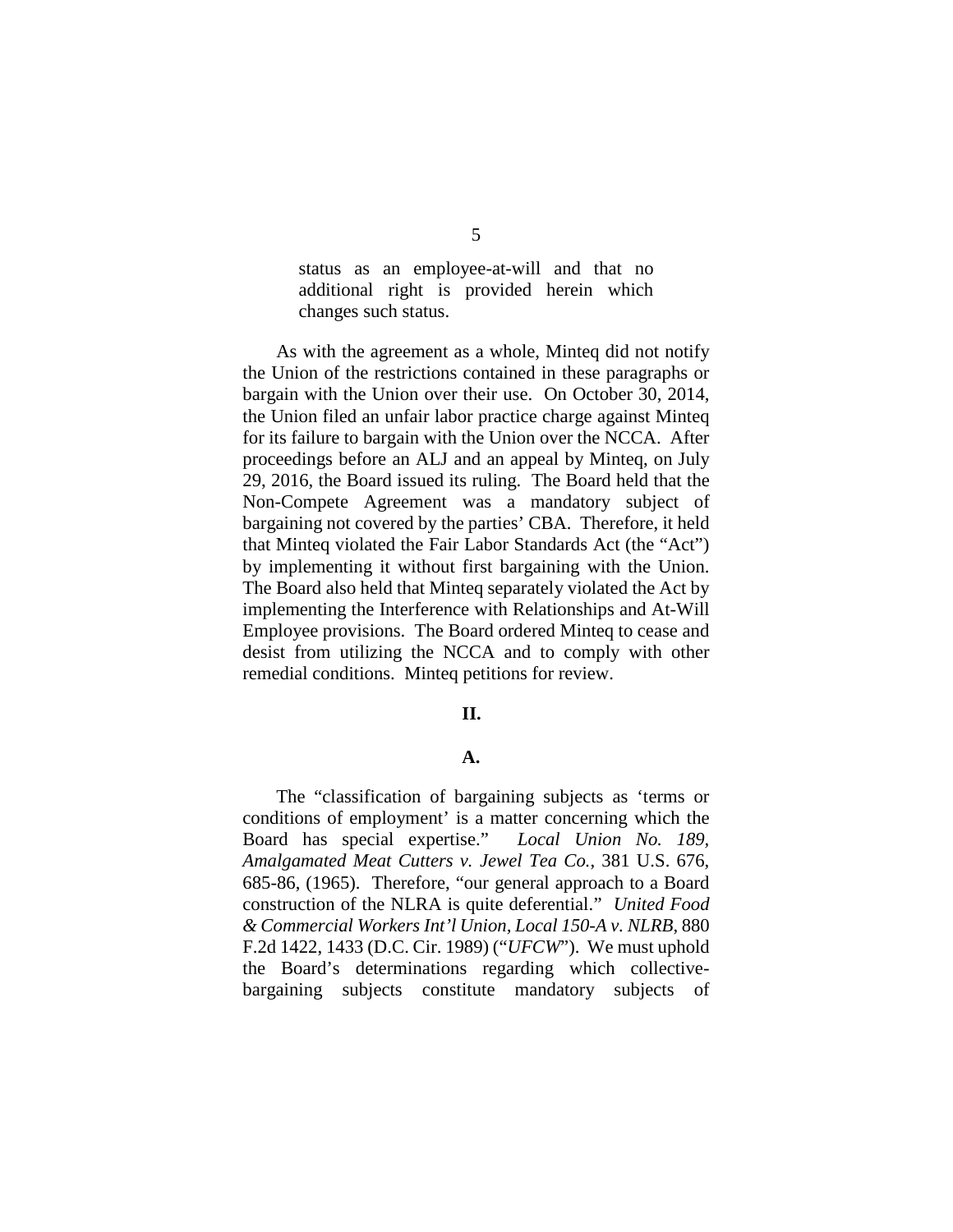> status as an employee-at-will and that no additional right is provided herein which changes such status.

As with the agreement as a whole, Minteq did not notify the Union of the restrictions contained in these paragraphs or bargain with the Union over their use. On October 30, 2014, the Union filed an unfair labor practice charge against Minteq for its failure to bargain with the Union over the NCCA. After proceedings before an ALJ and an appeal by Minteq, on July 29, 2016, the Board issued its ruling. The Board held that the Non-Compete Agreement was a mandatory subject of bargaining not covered by the parties' CBA. Therefore, it held that Minteq violated the Fair Labor Standards Act (the "Act") by implementing it without first bargaining with the Union. The Board also held that Minteq separately violated the Act by implementing the Interference with Relationships and At-Will Employee provisions. The Board ordered Minteq to cease and desist from utilizing the NCCA and to comply with other remedial conditions. Minteq petitions for review.

## II.

### A.

The "classification of bargaining subjects as 'terms or conditions of employment' is a matter concerning which the Board has special expertise." *Local Union No. 189, Amalgamated Meat Cutters v. Jewel Tea Co.*, 381 U.S. 676, 685-86, (1965). Therefore, "our general approach to a Board construction of the NLRA is quite deferential." *United Food & Commercial Workers Int'l Union, Local 150-A v. NLRB*, 880 F.2d 1422, 1433 (D.C. Cir. 1989) ("*UFCW*"). We must uphold the Board's determinations regarding which collective-bargaining subjects constitute mandatory subjects of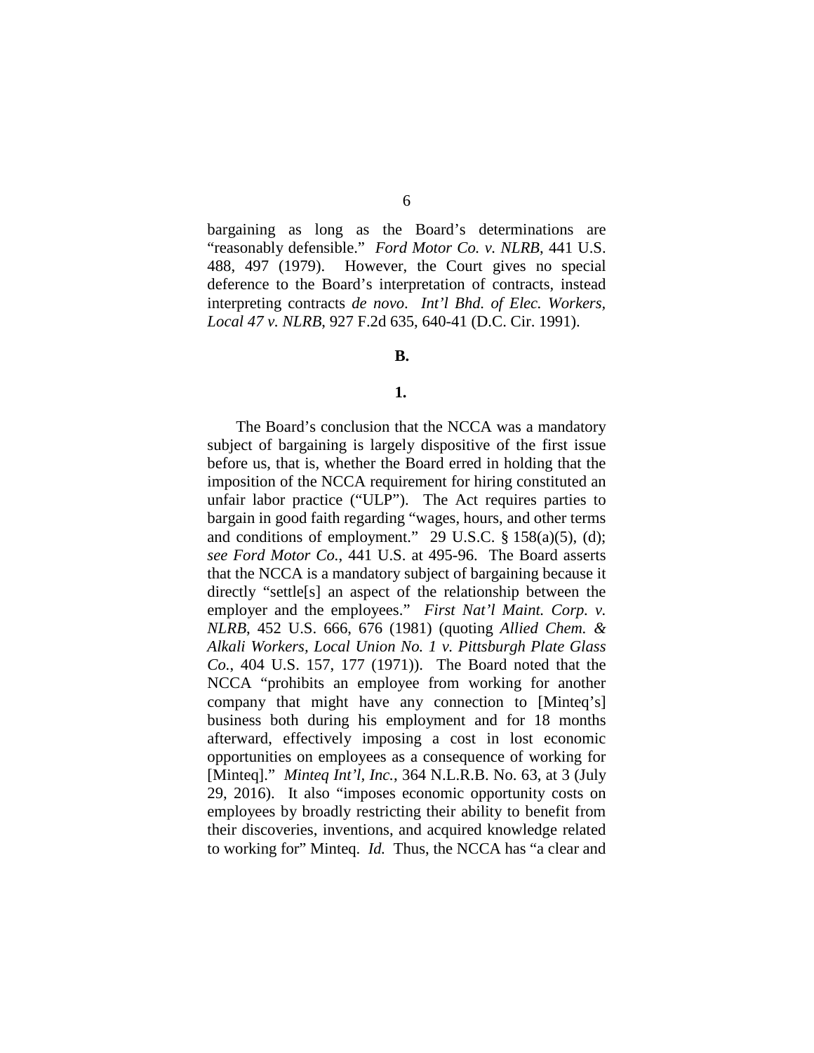bargaining as long as the Board's determinations are "reasonably defensible." *Ford Motor Co. v. NLRB*, 441 U.S. 488, 497 (1979). However, the Court gives no special deference to the Board's interpretation of contracts, instead interpreting contracts *de novo*. *Int'l Bhd. of Elec. Workers, Local 47 v. NLRB*, 927 F.2d 635, 640-41 (D.C. Cir. 1991).

**B.**

**1.**

The Board's conclusion that the NCCA was a mandatory subject of bargaining is largely dispositive of the first issue before us, that is, whether the Board erred in holding that the imposition of the NCCA requirement for hiring constituted an unfair labor practice ("ULP"). The Act requires parties to bargain in good faith regarding "wages, hours, and other terms and conditions of employment." 29 U.S.C. § 158(a)(5), (d); *see Ford Motor Co.*, 441 U.S. at 495-96. The Board asserts that the NCCA is a mandatory subject of bargaining because it directly "settle[s] an aspect of the relationship between the employer and the employees." *First Nat'l Maint. Corp. v. NLRB*, 452 U.S. 666, 676 (1981) (quoting *Allied Chem. & Alkali Workers, Local Union No. 1 v. Pittsburgh Plate Glass Co.*, 404 U.S. 157, 177 (1971)). The Board noted that the NCCA "prohibits an employee from working for another company that might have any connection to [Minteq's] business both during his employment and for 18 months afterward, effectively imposing a cost in lost economic opportunities on employees as a consequence of working for [Minteq]." *Minteq Int'l, Inc.*, 364 N.L.R.B. No. 63, at 3 (July 29, 2016). It also "imposes economic opportunity costs on employees by broadly restricting their ability to benefit from their discoveries, inventions, and acquired knowledge related to working for" Minteq. *Id.* Thus, the NCCA has "a clear and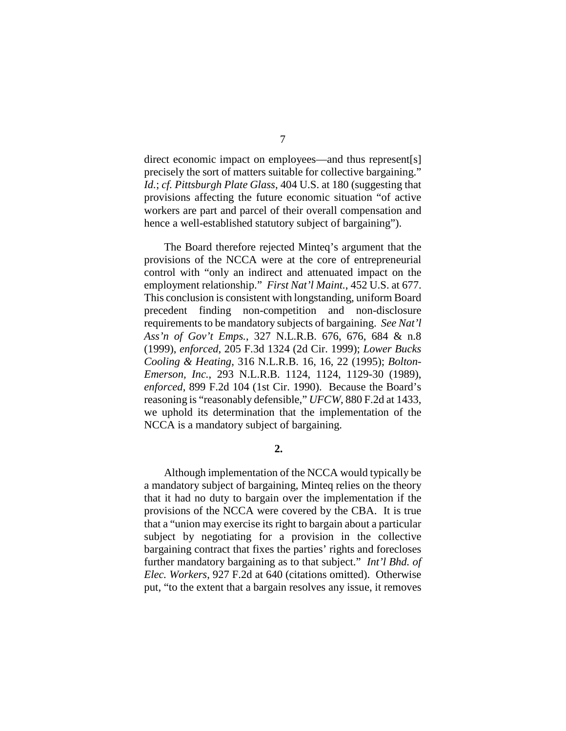direct economic impact on employees—and thus represent[s] precisely the sort of matters suitable for collective bargaining." *Id.*; *cf. Pittsburgh Plate Glass*, 404 U.S. at 180 (suggesting that provisions affecting the future economic situation "of active workers are part and parcel of their overall compensation and hence a well-established statutory subject of bargaining").

The Board therefore rejected Minteq's argument that the provisions of the NCCA were at the core of entrepreneurial control with "only an indirect and attenuated impact on the employment relationship." *First Nat'l Maint.*, 452 U.S. at 677. This conclusion is consistent with longstanding, uniform Board precedent finding non-competition and non-disclosure requirements to be mandatory subjects of bargaining. *See Nat'l Ass'n of Gov't Emps.*, 327 N.L.R.B. 676, 676, 684 & n.8 (1999), *enforced*, 205 F.3d 1324 (2d Cir. 1999); *Lower Bucks Cooling & Heating*, 316 N.L.R.B. 16, 16, 22 (1995); *Bolton-Emerson, Inc.*, 293 N.L.R.B. 1124, 1124, 1129-30 (1989), *enforced*, 899 F.2d 104 (1st Cir. 1990). Because the Board's reasoning is "reasonably defensible," *UFCW*, 880 F.2d at 1433, we uphold its determination that the implementation of the NCCA is a mandatory subject of bargaining.

**2.**

Although implementation of the NCCA would typically be a mandatory subject of bargaining, Minteq relies on the theory that it had no duty to bargain over the implementation if the provisions of the NCCA were covered by the CBA. It is true that a "union may exercise its right to bargain about a particular subject by negotiating for a provision in the collective bargaining contract that fixes the parties' rights and forecloses further mandatory bargaining as to that subject." *Int'l Bhd. of Elec. Workers*, 927 F.2d at 640 (citations omitted). Otherwise put, "to the extent that a bargain resolves any issue, it removes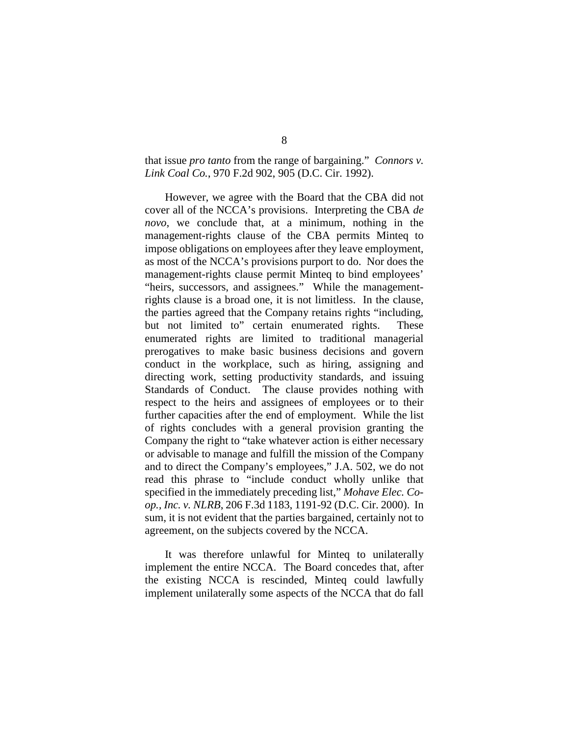that issue *pro tanto* from the range of bargaining." *Connors v. Link Coal Co.*, 970 F.2d 902, 905 (D.C. Cir. 1992).

However, we agree with the Board that the CBA did not cover all of the NCCA's provisions. Interpreting the CBA *de novo*, we conclude that, at a minimum, nothing in the management-rights clause of the CBA permits Minteq to impose obligations on employees after they leave employment, as most of the NCCA's provisions purport to do. Nor does the management-rights clause permit Minteq to bind employees' "heirs, successors, and assignees." While the management-rights clause is a broad one, it is not limitless. In the clause, the parties agreed that the Company retains rights "including, but not limited to" certain enumerated rights. These enumerated rights are limited to traditional managerial prerogatives to make basic business decisions and govern conduct in the workplace, such as hiring, assigning and directing work, setting productivity standards, and issuing Standards of Conduct. The clause provides nothing with respect to the heirs and assignees of employees or to their further capacities after the end of employment. While the list of rights concludes with a general provision granting the Company the right to "take whatever action is either necessary or advisable to manage and fulfill the mission of the Company and to direct the Company's employees," J.A. 502, we do not read this phrase to "include conduct wholly unlike that specified in the immediately preceding list," *Mohave Elec. Co-op., Inc. v. NLRB*, 206 F.3d 1183, 1191-92 (D.C. Cir. 2000). In sum, it is not evident that the parties bargained, certainly not to agreement, on the subjects covered by the NCCA.

It was therefore unlawful for Minteq to unilaterally implement the entire NCCA. The Board concedes that, after the existing NCCA is rescinded, Minteq could lawfully implement unilaterally some aspects of the NCCA that do fall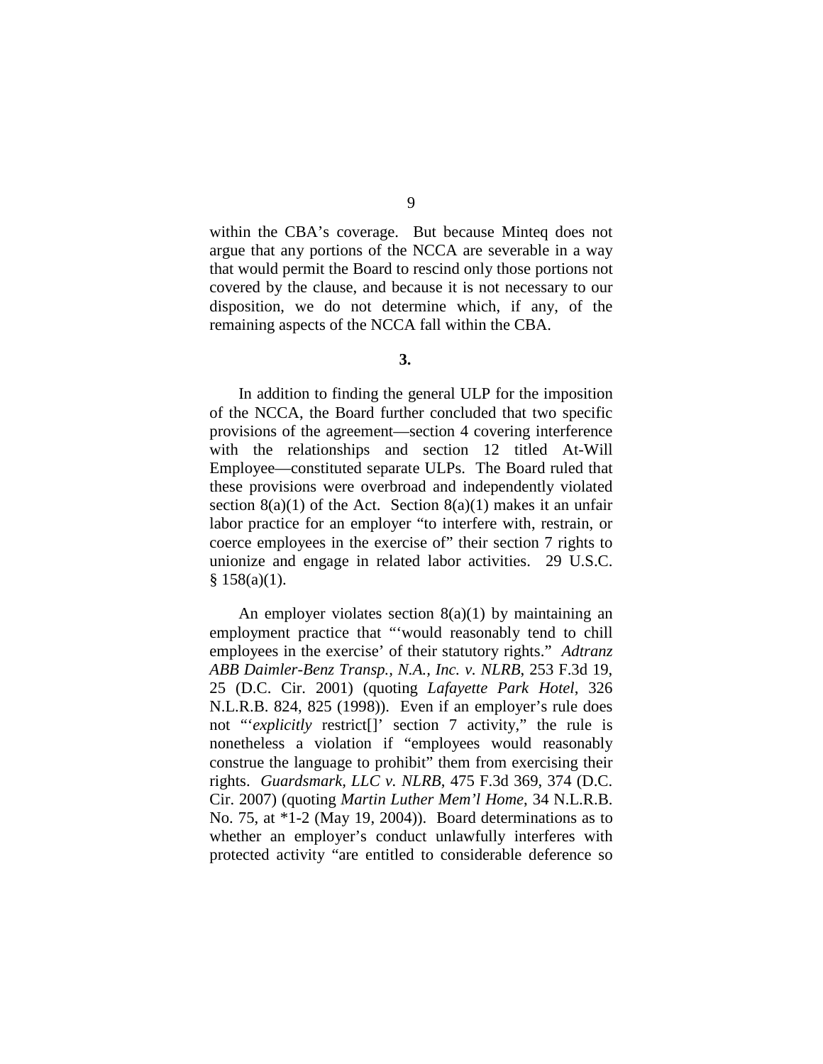within the CBA's coverage. But because Minteq does not argue that any portions of the NCCA are severable in a way that would permit the Board to rescind only those portions not covered by the clause, and because it is not necessary to our disposition, we do not determine which, if any, of the remaining aspects of the NCCA fall within the CBA.

**3.**

In addition to finding the general ULP for the imposition of the NCCA, the Board further concluded that two specific provisions of the agreement—section 4 covering interference with the relationships and section 12 titled At-Will Employee—constituted separate ULPs. The Board ruled that these provisions were overbroad and independently violated section 8(a)(1) of the Act. Section 8(a)(1) makes it an unfair labor practice for an employer "to interfere with, restrain, or coerce employees in the exercise of" their section 7 rights to unionize and engage in related labor activities. 29 U.S.C. § 158(a)(1).

An employer violates section 8(a)(1) by maintaining an employment practice that "'would reasonably tend to chill employees in the exercise' of their statutory rights." *Adtranz ABB Daimler-Benz Transp., N.A., Inc. v. NLRB*, 253 F.3d 19, 25 (D.C. Cir. 2001) (quoting *Lafayette Park Hotel*, 326 N.L.R.B. 824, 825 (1998)). Even if an employer's rule does not "'*explicitly* restrict[]' section 7 activity," the rule is nonetheless a violation if "employees would reasonably construe the language to prohibit" them from exercising their rights. *Guardsmark, LLC v. NLRB*, 475 F.3d 369, 374 (D.C. Cir. 2007) (quoting *Martin Luther Mem'l Home*, 34 N.L.R.B. No. 75, at *1-2 (May 19, 2004)). Board determinations as to whether an employer's conduct unlawfully interferes with protected activity "are entitled to considerable deference so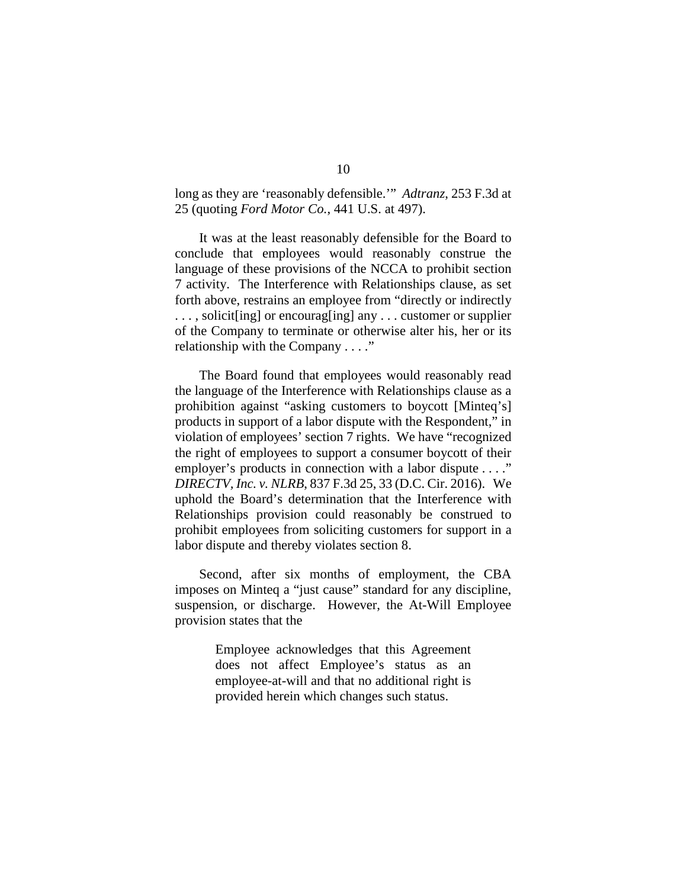long as they are 'reasonably defensible.'" *Adtranz*, 253 F.3d at 25 (quoting *Ford Motor Co.*, 441 U.S. at 497).

It was at the least reasonably defensible for the Board to conclude that employees would reasonably construe the language of these provisions of the NCCA to prohibit section 7 activity. The Interference with Relationships clause, as set forth above, restrains an employee from "directly or indirectly . . . , solicit[ing] or encourag[ing] any . . . customer or supplier of the Company to terminate or otherwise alter his, her or its relationship with the Company . . . ."

The Board found that employees would reasonably read the language of the Interference with Relationships clause as a prohibition against "asking customers to boycott [Minteq's] products in support of a labor dispute with the Respondent," in violation of employees' section 7 rights. We have "recognized the right of employees to support a consumer boycott of their employer's products in connection with a labor dispute . . . ." *DIRECTV, Inc. v. NLRB*, 837 F.3d 25, 33 (D.C. Cir. 2016). We uphold the Board's determination that the Interference with Relationships provision could reasonably be construed to prohibit employees from soliciting customers for support in a labor dispute and thereby violates section 8.

Second, after six months of employment, the CBA imposes on Minteq a "just cause" standard for any discipline, suspension, or discharge. However, the At-Will Employee provision states that the

> Employee acknowledges that this Agreement does not affect Employee's status as an employee-at-will and that no additional right is provided herein which changes such status.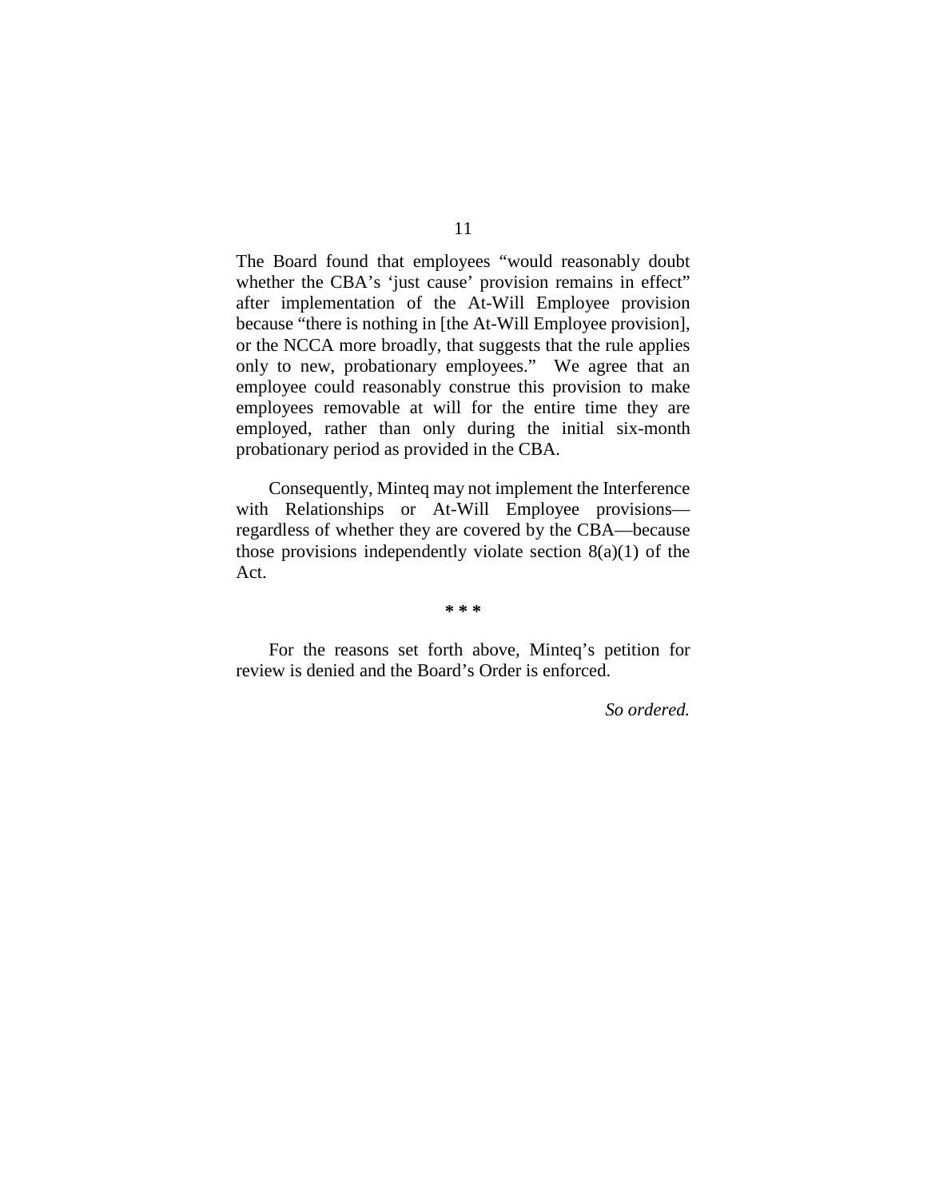The Board found that employees "would reasonably doubt whether the CBA's 'just cause' provision remains in effect" after implementation of the At-Will Employee provision because "there is nothing in [the At-Will Employee provision], or the NCCA more broadly, that suggests that the rule applies only to new, probationary employees." We agree that an employee could reasonably construe this provision to make employees removable at will for the entire time they are employed, rather than only during the initial six-month probationary period as provided in the CBA.

Consequently, Minteq may not implement the Interference with Relationships or At-Will Employee provisions—regardless of whether they are covered by the CBA—because those provisions independently violate section 8(a)(1) of the Act.

\* \* \*

For the reasons set forth above, Minteq's petition for review is denied and the Board's Order is enforced.

*So ordered.*